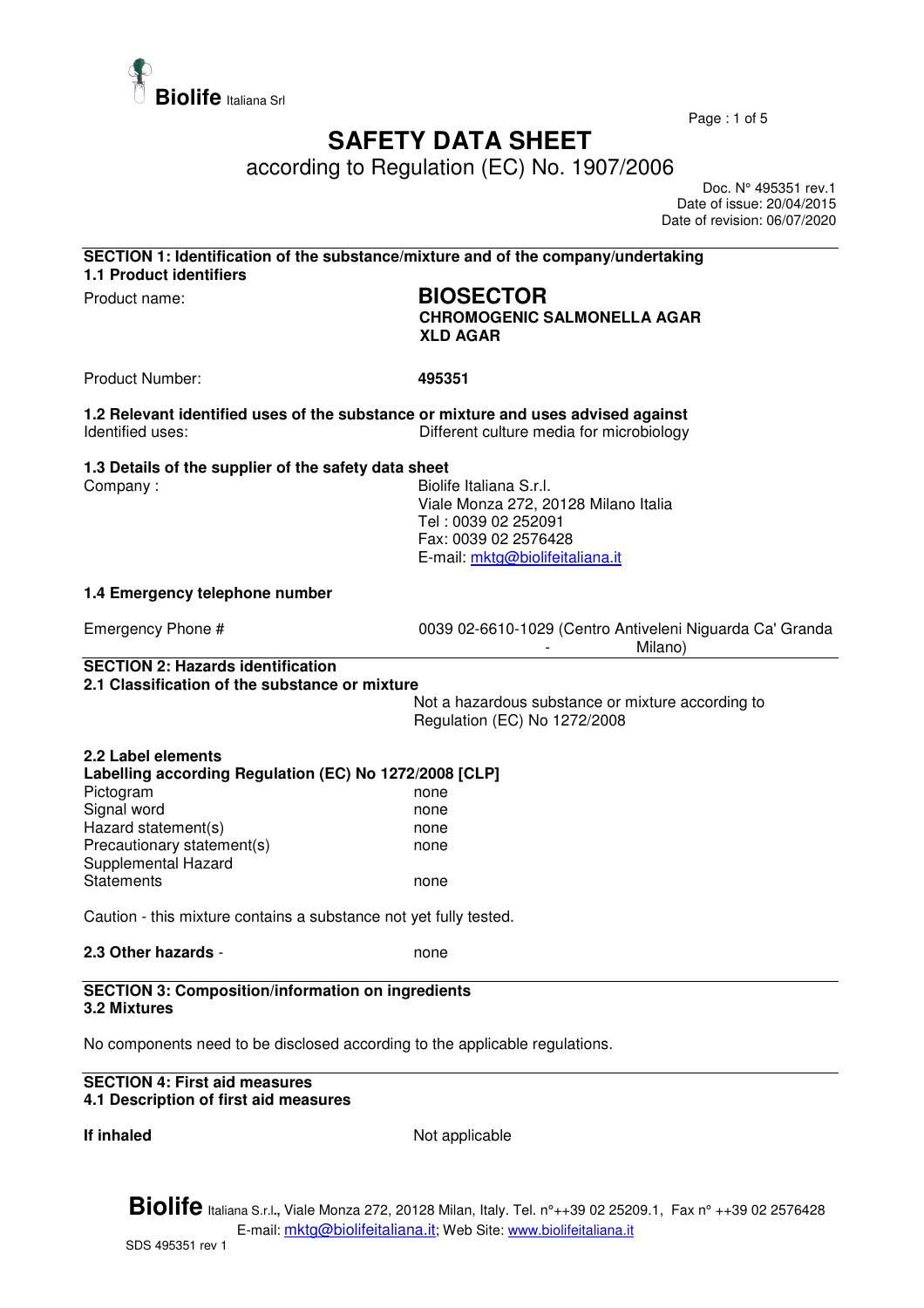# SAFETY DATA SHEET

according to Regulation (EC) No. 1907/2006

Doc. N° 495351 rev.1
Date of issue: 20/04/2015
Date of revision: 06/07/2020

## SECTION 1: Identification of the substance/mixture and of the company/undertaking

### 1.1 Product identifiers

Product name: **BIOSECTOR**
**CHROMOGENIC SALMONELLA AGAR**
**XLD AGAR**

Product Number: **495351**

### 1.2 Relevant identified uses of the substance or mixture and uses advised against

Identified uses: Different culture media for microbiology

### 1.3 Details of the supplier of the safety data sheet

Company : Biolife Italiana S.r.l.
Viale Monza 272, 20128 Milano Italia
Tel : 0039 02 252091
Fax: 0039 02 2576428
E-mail: mktg@biolifeitaliana.it

### 1.4 Emergency telephone number

Emergency Phone # 0039 02-6610-1029 (Centro Antiveleni Niguarda Ca' Granda - Milano)

## SECTION 2: Hazards identification

### 2.1 Classification of the substance or mixture

Not a hazardous substance or mixture according to Regulation (EC) No 1272/2008

### 2.2 Label elements

**Labelling according Regulation (EC) No 1272/2008 [CLP]**

| | |
|---|---|
| Pictogram | none |
| Signal word | none |
| Hazard statement(s) | none |
| Precautionary statement(s) | none |
| Supplemental Hazard Statements | none |

Caution - this mixture contains a substance not yet fully tested.

**2.3 Other hazards** - none

## SECTION 3: Composition/information on ingredients

### 3.2 Mixtures

No components need to be disclosed according to the applicable regulations.

## SECTION 4: First aid measures

### 4.1 Description of first aid measures

**If inhaled** Not applicable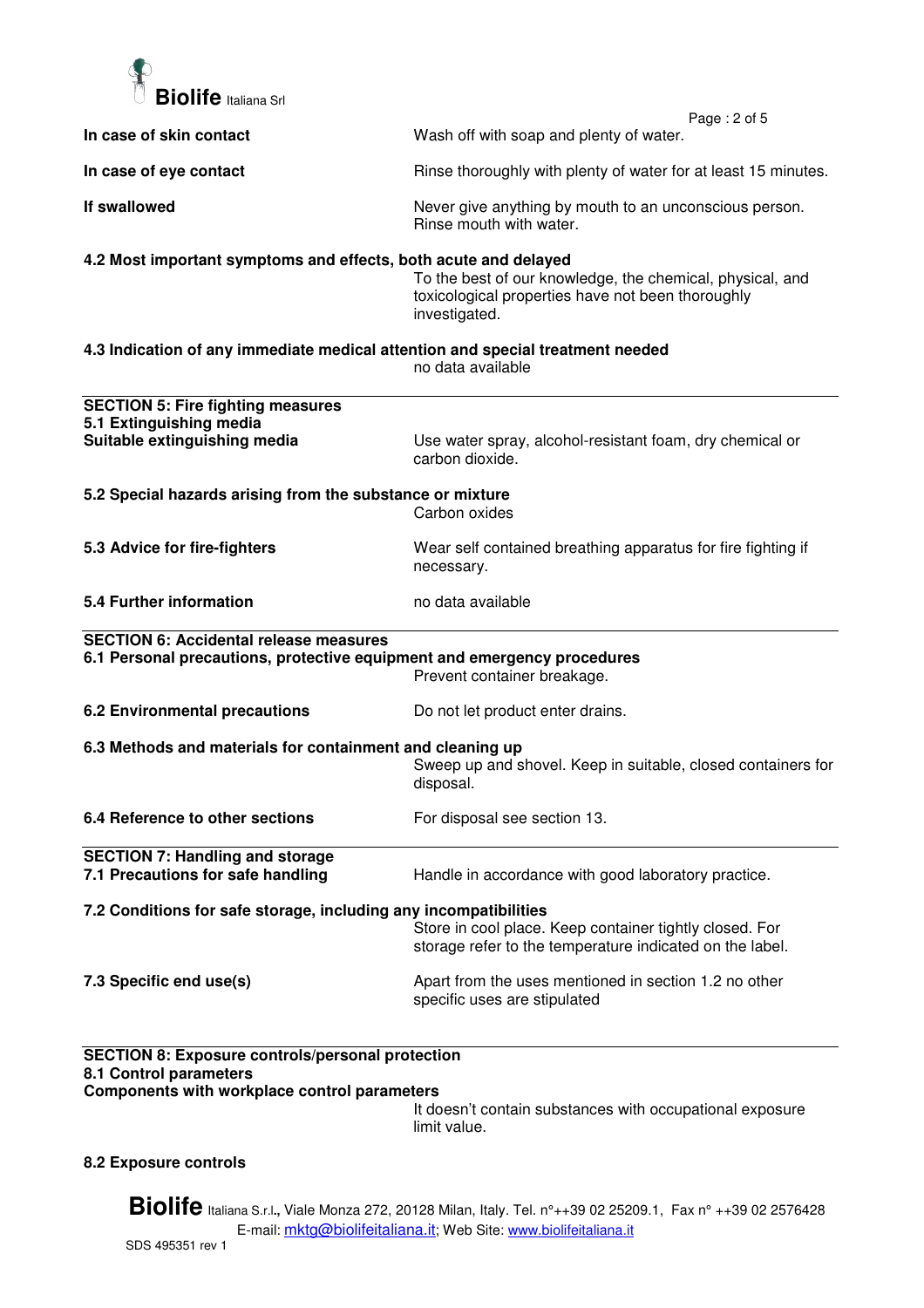**In case of skin contact** Wash off with soap and plenty of water.

**In case of eye contact** Rinse thoroughly with plenty of water for at least 15 minutes.

**If swallowed** Never give anything by mouth to an unconscious person. Rinse mouth with water.

**4.2 Most important symptoms and effects, both acute and delayed**

To the best of our knowledge, the chemical, physical, and toxicological properties have not been thoroughly investigated.

**4.3 Indication of any immediate medical attention and special treatment needed**

no data available

## SECTION 5: Fire fighting measures

**5.1 Extinguishing media**

**Suitable extinguishing media** Use water spray, alcohol-resistant foam, dry chemical or carbon dioxide.

**5.2 Special hazards arising from the substance or mixture**

Carbon oxides

**5.3 Advice for fire-fighters** Wear self contained breathing apparatus for fire fighting if necessary.

**5.4 Further information** no data available

## SECTION 6: Accidental release measures

**6.1 Personal precautions, protective equipment and emergency procedures**

Prevent container breakage.

**6.2 Environmental precautions** Do not let product enter drains.

**6.3 Methods and materials for containment and cleaning up**

Sweep up and shovel. Keep in suitable, closed containers for disposal.

**6.4 Reference to other sections** For disposal see section 13.

## SECTION 7: Handling and storage

**7.1 Precautions for safe handling** Handle in accordance with good laboratory practice.

**7.2 Conditions for safe storage, including any incompatibilities**

Store in cool place. Keep container tightly closed. For storage refer to the temperature indicated on the label.

**7.3 Specific end use(s)** Apart from the uses mentioned in section 1.2 no other specific uses are stipulated

## SECTION 8: Exposure controls/personal protection

**8.1 Control parameters**

**Components with workplace control parameters**

It doesn't contain substances with occupational exposure limit value.

**8.2 Exposure controls**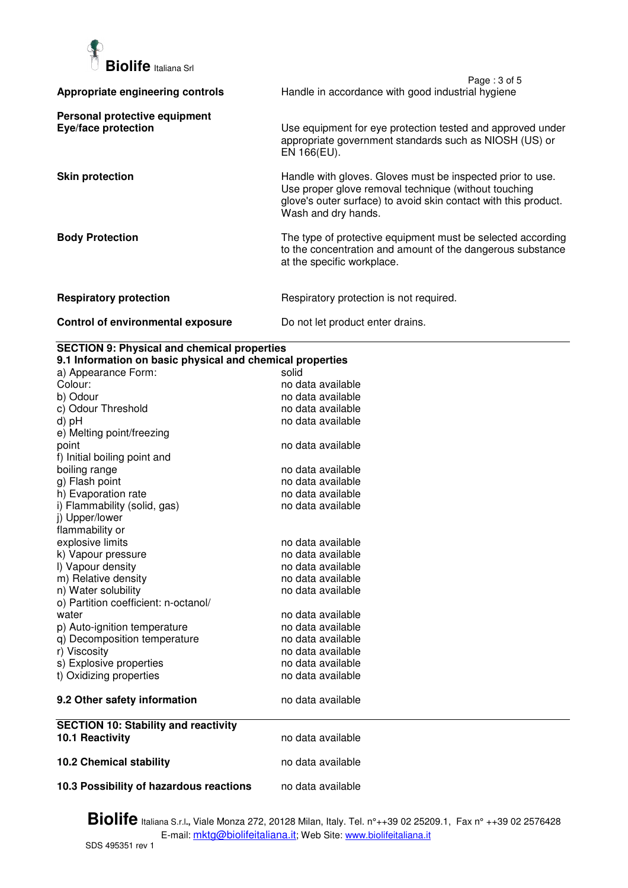| | |
|---|---|
| **Appropriate engineering controls** | Handle in accordance with good industrial hygiene |
| **Personal protective equipment** | |
| **Eye/face protection** | Use equipment for eye protection tested and approved under appropriate government standards such as NIOSH (US) or EN 166(EU). |
| **Skin protection** | Handle with gloves. Gloves must be inspected prior to use. Use proper glove removal technique (without touching glove's outer surface) to avoid skin contact with this product. Wash and dry hands. |
| **Body Protection** | The type of protective equipment must be selected according to the concentration and amount of the dangerous substance at the specific workplace. |
| **Respiratory protection** | Respiratory protection is not required. |
| **Control of environmental exposure** | Do not let product enter drains. |

## SECTION 9: Physical and chemical properties

### 9.1 Information on basic physical and chemical properties

| | |
|---|---|
| a) Appearance Form: | solid |
| Colour: | no data available |
| b) Odour | no data available |
| c) Odour Threshold | no data available |
| d) pH | no data available |
| e) Melting point/freezing point | no data available |
| f) Initial boiling point and boiling range | no data available |
| g) Flash point | no data available |
| h) Evaporation rate | no data available |
| i) Flammability (solid, gas) | no data available |
| j) Upper/lower flammability or explosive limits | no data available |
| k) Vapour pressure | no data available |
| l) Vapour density | no data available |
| m) Relative density | no data available |
| n) Water solubility | no data available |
| o) Partition coefficient: n-octanol/water | no data available |
| p) Auto-ignition temperature | no data available |
| q) Decomposition temperature | no data available |
| r) Viscosity | no data available |
| s) Explosive properties | no data available |
| t) Oxidizing properties | no data available |

| | |
|---|---|
| **9.2 Other safety information** | no data available |

## SECTION 10: Stability and reactivity

| | |
|---|---|
| **10.1 Reactivity** | no data available |
| **10.2 Chemical stability** | no data available |
| **10.3 Possibility of hazardous reactions** | no data available |

**Biolife** Italiana S.r.l., Viale Monza 272, 20128 Milan, Italy. Tel. n°++39 02 25209.1, Fax n° ++39 02 2576428
E-mail: mktg@biolifeitaliana.it; Web Site: www.biolifeitaliana.it

SDS 495351 rev 1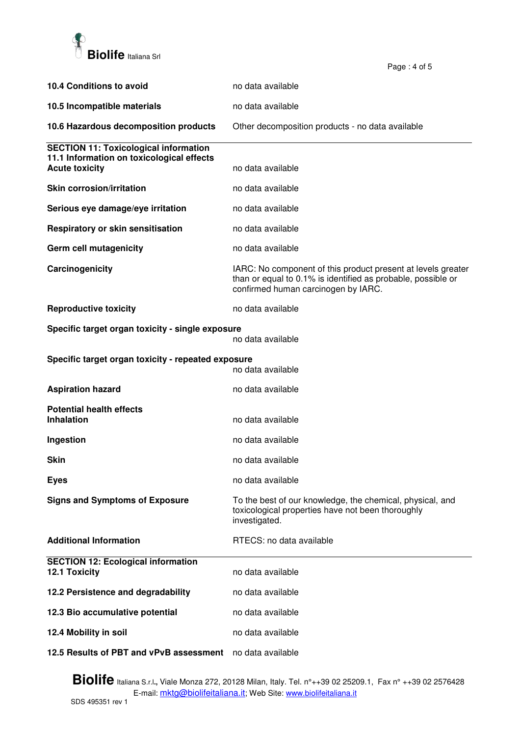**10.4 Conditions to avoid** no data available

**10.5 Incompatible materials** no data available

**10.6 Hazardous decomposition products** Other decomposition products - no data available

## SECTION 11: Toxicological information

### 11.1 Information on toxicological effects

**Acute toxicity** no data available

**Skin corrosion/irritation** no data available

**Serious eye damage/eye irritation** no data available

**Respiratory or skin sensitisation** no data available

**Germ cell mutagenicity** no data available

**Carcinogenicity** IARC: No component of this product present at levels greater than or equal to 0.1% is identified as probable, possible or confirmed human carcinogen by IARC.

**Reproductive toxicity** no data available

**Specific target organ toxicity - single exposure**
no data available

**Specific target organ toxicity - repeated exposure**
no data available

**Aspiration hazard** no data available

**Potential health effects**

**Inhalation** no data available

**Ingestion** no data available

**Skin** no data available

**Eyes** no data available

**Signs and Symptoms of Exposure** To the best of our knowledge, the chemical, physical, and toxicological properties have not been thoroughly investigated.

**Additional Information** RTECS: no data available

## SECTION 12: Ecological information

**12.1 Toxicity** no data available

**12.2 Persistence and degradability** no data available

**12.3 Bio accumulative potential** no data available

**12.4 Mobility in soil** no data available

**12.5 Results of PBT and vPvB assessment** no data available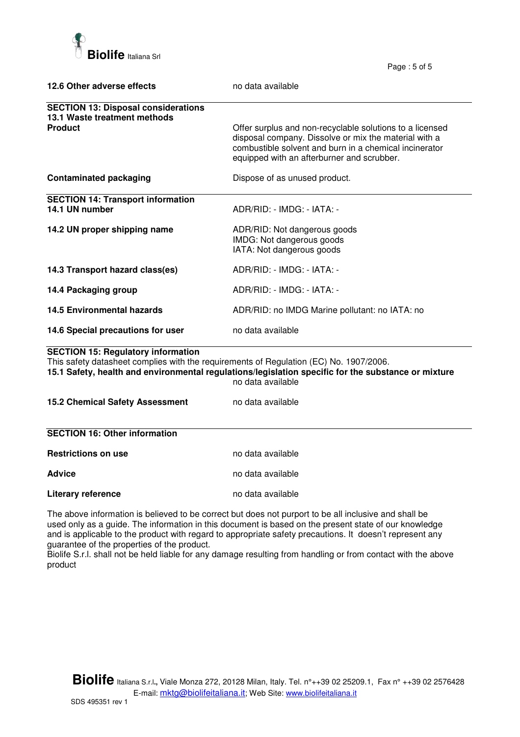| | |
|---|---|
| **12.6 Other adverse effects** | no data available |

## SECTION 13: Disposal considerations

### 13.1 Waste treatment methods

| | |
|---|---|
| **Product** | Offer surplus and non-recyclable solutions to a licensed disposal company. Dissolve or mix the material with a combustible solvent and burn in a chemical incinerator equipped with an afterburner and scrubber. |
| **Contaminated packaging** | Dispose of as unused product. |

## SECTION 14: Transport information

| | |
|---|---|
| **14.1 UN number** | ADR/RID: - IMDG: - IATA: - |
| **14.2 UN proper shipping name** | ADR/RID: Not dangerous goods<br>IMDG: Not dangerous goods<br>IATA: Not dangerous goods |
| **14.3 Transport hazard class(es)** | ADR/RID: - IMDG: - IATA: - |
| **14.4 Packaging group** | ADR/RID: - IMDG: - IATA: - |
| **14.5 Environmental hazards** | ADR/RID: no IMDG Marine pollutant: no IATA: no |
| **14.6 Special precautions for user** | no data available |

## SECTION 15: Regulatory information

This safety datasheet complies with the requirements of Regulation (EC) No. 1907/2006.

**15.1 Safety, health and environmental regulations/legislation specific for the substance or mixture**

no data available

| | |
|---|---|
| **15.2 Chemical Safety Assessment** | no data available |

## SECTION 16: Other information

| | |
|---|---|
| **Restrictions on use** | no data available |
| **Advice** | no data available |
| **Literary reference** | no data available |

The above information is believed to be correct but does not purport to be all inclusive and shall be used only as a guide. The information in this document is based on the present state of our knowledge and is applicable to the product with regard to appropriate safety precautions. It doesn't represent any guarantee of the properties of the product.
Biolife S.r.l. shall not be held liable for any damage resulting from handling or from contact with the above product

**Biolife** Italiana S.r.l., Viale Monza 272, 20128 Milan, Italy. Tel. n°++39 02 25209.1, Fax n° ++39 02 2576428
E-mail: mktg@biolifeitaliana.it; Web Site: www.biolifeitaliana.it

SDS 495351 rev 1